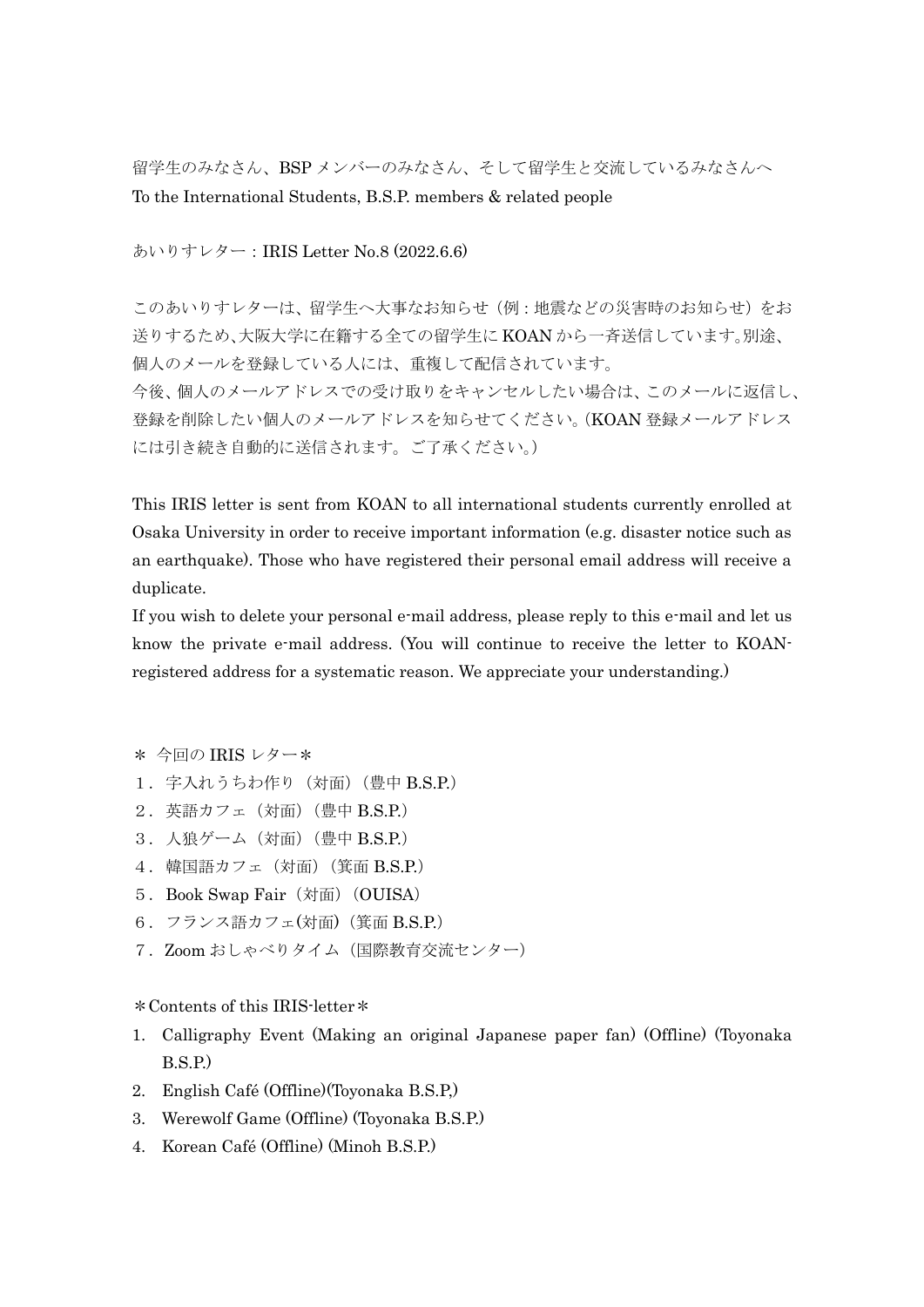留学生のみなさん、BSP メンバーのみなさん、そして留学生と交流しているみなさんへ
To the International Students, B.S.P. members & related people

あいりすレター：IRIS Letter No.8 (2022.6.6)

このあいりすレターは、留学生へ大事なお知らせ（例：地震などの災害時のお知らせ）をお送りするため、大阪大学に在籍する全ての留学生に KOAN から一斉送信しています。別途、個人のメールを登録している人には、重複して配信されています。
今後、個人のメールアドレスでの受け取りをキャンセルしたい場合は、このメールに返信し、登録を削除したい個人のメールアドレスを知らせてください。(KOAN 登録メールアドレスには引き続き自動的に送信されます。ご了承ください。)

This IRIS letter is sent from KOAN to all international students currently enrolled at Osaka University in order to receive important information (e.g. disaster notice such as an earthquake). Those who have registered their personal email address will receive a duplicate.
If you wish to delete your personal e-mail address, please reply to this e-mail and let us know the private e-mail address. (You will continue to receive the letter to KOAN-registered address for a systematic reason. We appreciate your understanding.)

＊ 今回の IRIS レター＊

１．字入れうちわ作り（対面）（豊中 B.S.P.）
２．英語カフェ（対面）（豊中 B.S.P.）
３．人狼ゲーム（対面）（豊中 B.S.P.）
４．韓国語カフェ（対面）（箕面 B.S.P.）
５．Book Swap Fair（対面）（OUISA）
６．フランス語カフェ(対面)（箕面 B.S.P.）
７．Zoom おしゃべりタイム（国際教育交流センター）

＊Contents of this IRIS-letter＊

1. Calligraphy Event (Making an original Japanese paper fan) (Offline) (Toyonaka B.S.P.)
2. English Café (Offline)(Toyonaka B.S.P,)
3. Werewolf Game (Offline) (Toyonaka B.S.P.)
4. Korean Café (Offline) (Minoh B.S.P.)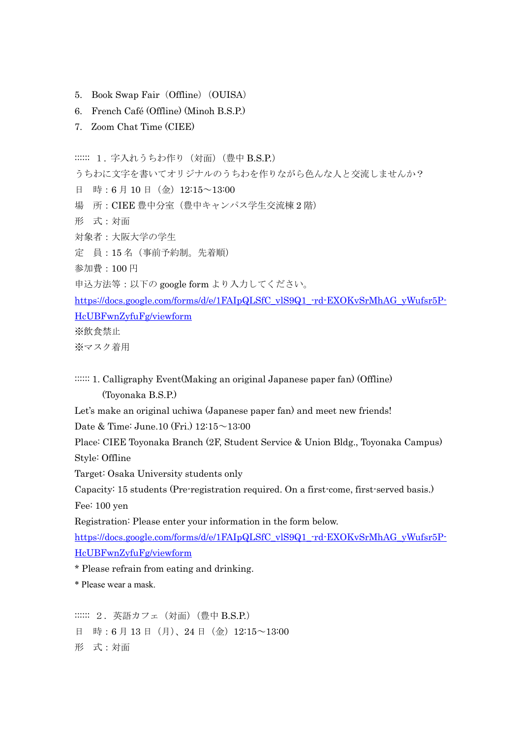5. Book Swap Fair（Offline）（OUISA）
6. French Café (Offline) (Minoh B.S.P.)
7. Zoom Chat Time (CIEE)

:::::: １. 字入れうちわ作り（対面）（豊中 B.S.P.）

うちわに文字を書いてオリジナルのうちわを作りながら色んな人と交流しませんか？

日　時：6 月 10 日（金）12:15～13:00

場　所：CIEE 豊中分室（豊中キャンパス学生交流棟 2 階）

形　式：対面

対象者：大阪大学の学生

定　員：15 名（事前予約制。先着順）

参加費：100 円

申込方法等：以下の google form より入力してください。

https://docs.google.com/forms/d/e/1FAIpQLSfC_vlS9Q1_-rd-EXOKvSrMhAG_yWufsr5P-HcUBFwnZyfuFg/viewform

※飲食禁止

※マスク着用

:::::: 1. Calligraphy Event(Making an original Japanese paper fan) (Offline) (Toyonaka B.S.P.)

Let's make an original uchiwa (Japanese paper fan) and meet new friends!

Date & Time: June.10 (Fri.) 12:15～13:00

Place: CIEE Toyonaka Branch (2F, Student Service & Union Bldg., Toyonaka Campus)

Style: Offline

Target: Osaka University students only

Capacity: 15 students (Pre-registration required. On a first-come, first-served basis.)

Fee: 100 yen

Registration: Please enter your information in the form below.

https://docs.google.com/forms/d/e/1FAIpQLSfC_vlS9Q1_-rd-EXOKvSrMhAG_yWufsr5P-HcUBFwnZyfuFg/viewform

* Please refrain from eating and drinking.

* Please wear a mask.

:::::: ２. 英語カフェ（対面）（豊中 B.S.P.）

日　時：6 月 13 日（月）、24 日（金）12:15～13:00

形　式：対面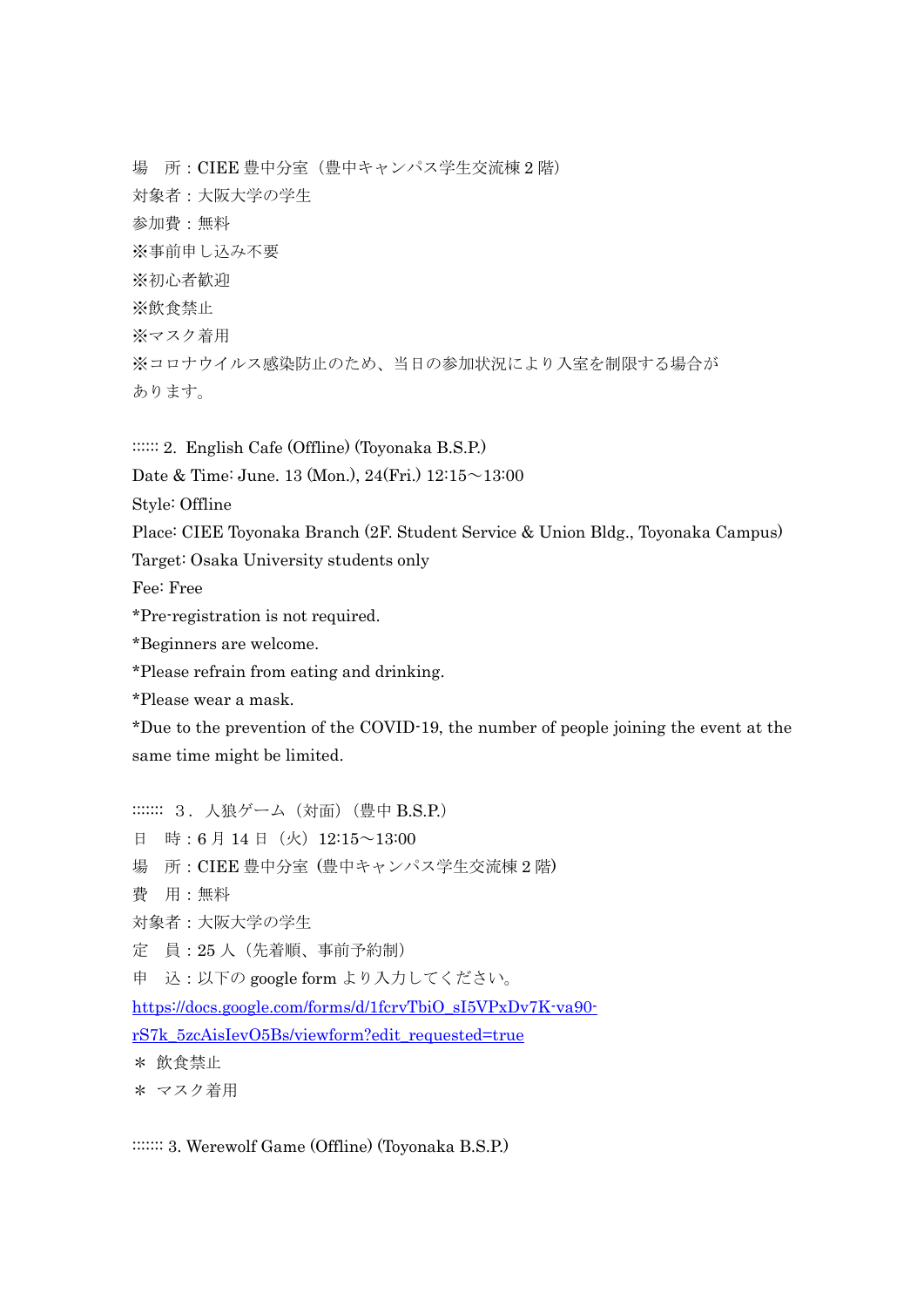場　所：CIEE 豊中分室（豊中キャンパス学生交流棟 2 階）
対象者：大阪大学の学生
参加費：無料
※事前申し込み不要
※初心者歓迎
※飲食禁止
※マスク着用
※コロナウイルス感染防止のため、当日の参加状況により入室を制限する場合があります。

:::::: 2. English Cafe (Offline) (Toyonaka B.S.P.)
Date & Time: June. 13 (Mon.), 24(Fri.) 12:15～13:00
Style: Offline
Place: CIEE Toyonaka Branch (2F. Student Service & Union Bldg., Toyonaka Campus)
Target: Osaka University students only
Fee: Free
*Pre-registration is not required.
*Beginners are welcome.
*Please refrain from eating and drinking.
*Please wear a mask.
*Due to the prevention of the COVID-19, the number of people joining the event at the same time might be limited.

::::::: ３．人狼ゲーム（対面）（豊中 B.S.P.）
日　時：6 月 14 日（火）12:15～13:00
場　所：CIEE 豊中分室（豊中キャンパス学生交流棟 2 階）
費　用：無料
対象者：大阪大学の学生
定　員：25 人（先着順、事前予約制）
申　込：以下の google form より入力してください。
https://docs.google.com/forms/d/1fcrvTbiO_sI5VPxDv7K-va90-rS7k_5zcAisIevO5Bs/viewform?edit_requested=true
＊ 飲食禁止
＊ マスク着用

::::::: 3. Werewolf Game (Offline) (Toyonaka B.S.P.)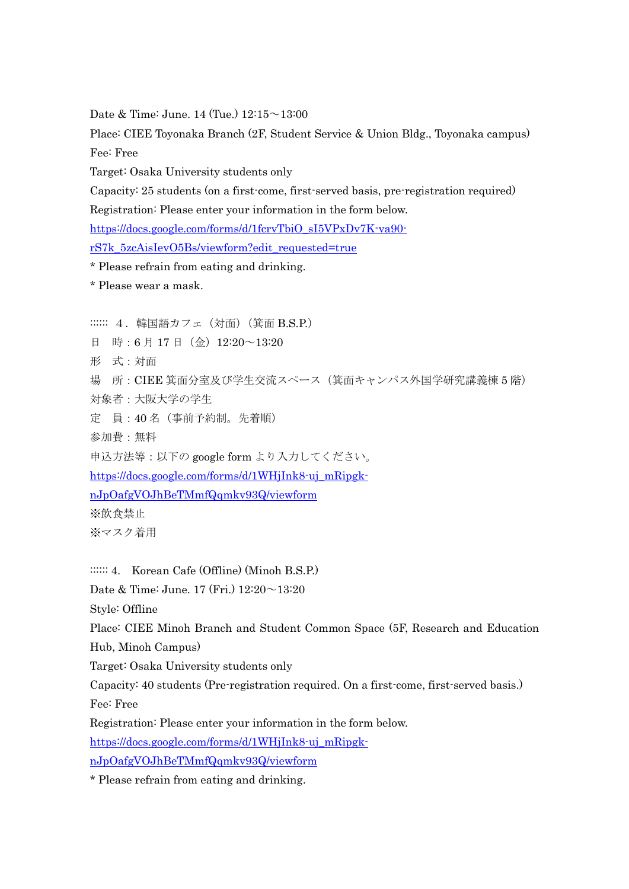Date & Time: June. 14 (Tue.) 12:15～13:00

Place: CIEE Toyonaka Branch (2F, Student Service & Union Bldg., Toyonaka campus)

Fee: Free

Target: Osaka University students only

Capacity: 25 students (on a first-come, first-served basis, pre-registration required)

Registration: Please enter your information in the form below.

https://docs.google.com/forms/d/1fcrvTbiO_sI5VPxDv7K-va90-rS7k_5zcAisIevO5Bs/viewform?edit_requested=true

* Please refrain from eating and drinking.

* Please wear a mask.

:::::: ４．韓国語カフェ（対面）（箕面 B.S.P.）

日　時：6 月 17 日（金）12:20～13:20

形　式：対面

場　所：CIEE 箕面分室及び学生交流スペース（箕面キャンパス外国学研究講義棟 5 階）

対象者：大阪大学の学生

定　員：40 名（事前予約制。先着順）

参加費：無料

申込方法等：以下の google form より入力してください。

https://docs.google.com/forms/d/1WHjInk8-uj_mRipgk-nJpOafgVOJhBeTMmfQqmkv93Q/viewform

※飲食禁止

※マスク着用

:::::: 4.　Korean Cafe (Offline) (Minoh B.S.P.)

Date & Time: June. 17 (Fri.) 12:20～13:20

Style: Offline

Place: CIEE Minoh Branch and Student Common Space (5F, Research and Education Hub, Minoh Campus)

Target: Osaka University students only

Capacity: 40 students (Pre-registration required. On a first-come, first-served basis.)

Fee: Free

Registration: Please enter your information in the form below.

https://docs.google.com/forms/d/1WHjInk8-uj_mRipgk-nJpOafgVOJhBeTMmfQqmkv93Q/viewform

* Please refrain from eating and drinking.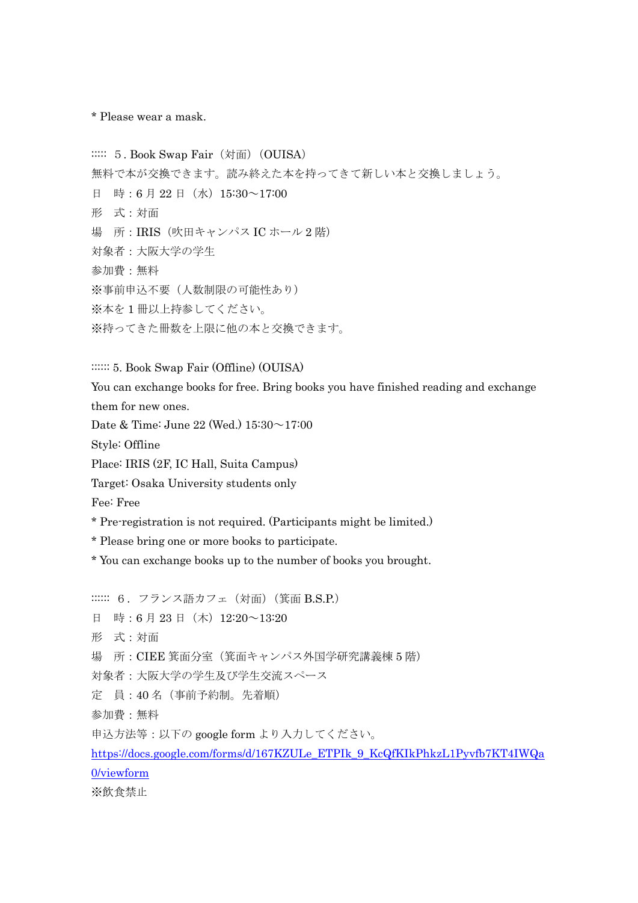* Please wear a mask.

::::: ５. Book Swap Fair（対面）（OUISA）

無料で本が交換できます。読み終えた本を持ってきて新しい本と交換しましょう。

日　時：6 月 22 日（水）15:30～17:00

形　式：対面

場　所：IRIS（吹田キャンパス IC ホール 2 階）

対象者：大阪大学の学生

参加費：無料

※事前申込不要（人数制限の可能性あり）

※本を 1 冊以上持参してください。

※持ってきた冊数を上限に他の本と交換できます。

:::::: 5. Book Swap Fair (Offline) (OUISA)

You can exchange books for free. Bring books you have finished reading and exchange them for new ones.

Date & Time: June 22 (Wed.) 15:30～17:00

Style: Offline

Place: IRIS (2F, IC Hall, Suita Campus)

Target: Osaka University students only

Fee: Free

* Pre-registration is not required. (Participants might be limited.)

* Please bring one or more books to participate.

* You can exchange books up to the number of books you brought.

:::::: ６. フランス語カフェ（対面）（箕面 B.S.P.）

日　時：6 月 23 日（木）12:20～13:20

形　式：対面

場　所：CIEE 箕面分室（箕面キャンパス外国学研究講義棟 5 階）

対象者：大阪大学の学生及び学生交流スペース

定　員：40 名（事前予約制。先着順）

参加費：無料

申込方法等：以下の google form より入力してください。

https://docs.google.com/forms/d/167KZULe_ETPIk_9_KcQfKIkPhkzL1Pyvfb7KT4IWQa0/viewform

※飲食禁止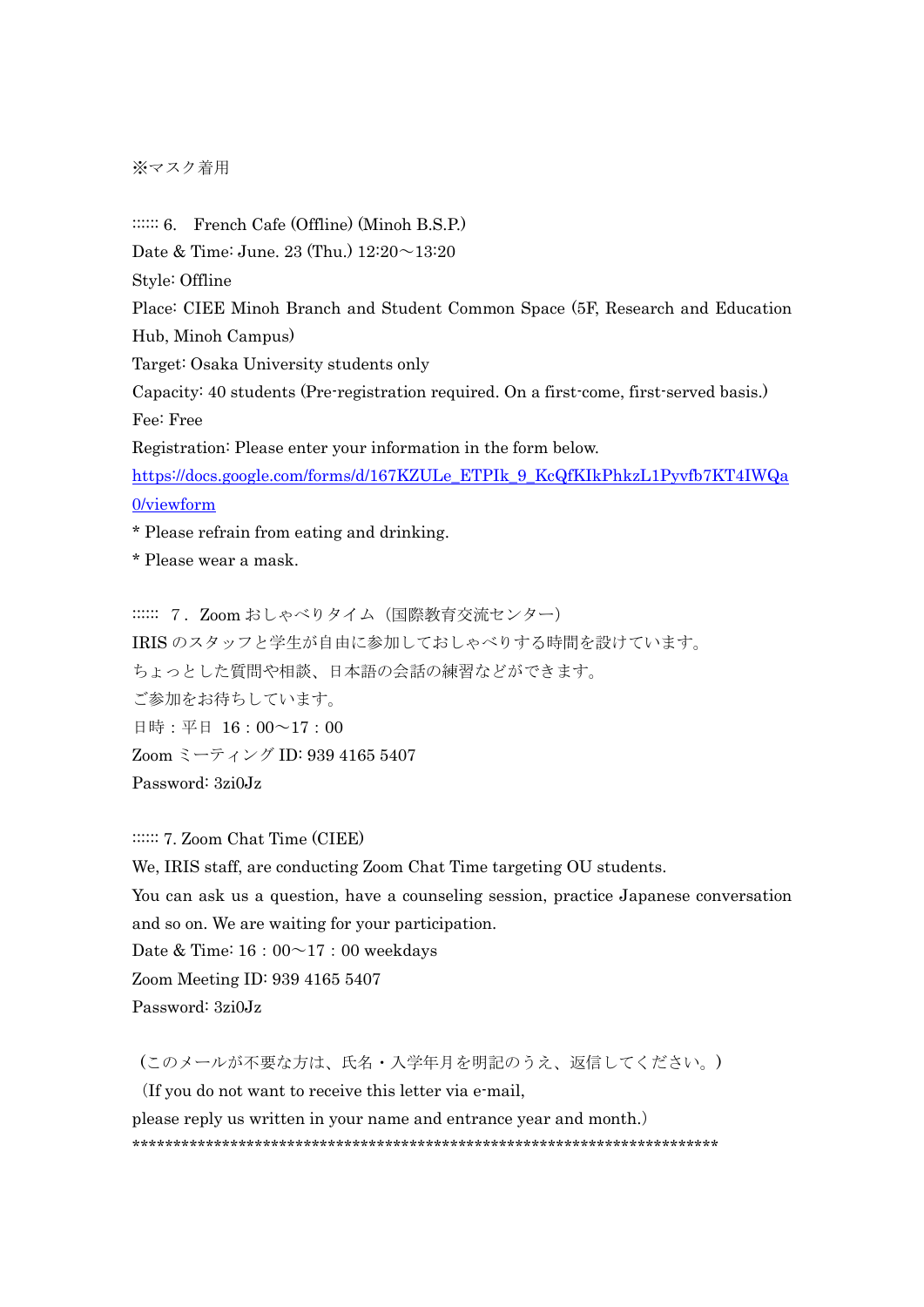※マスク着用

:::::: 6.　French Cafe (Offline) (Minoh B.S.P.)

Date & Time: June. 23 (Thu.) 12:20～13:20

Style: Offline

Place: CIEE Minoh Branch and Student Common Space (5F, Research and Education Hub, Minoh Campus)

Target: Osaka University students only

Capacity: 40 students (Pre-registration required. On a first-come, first-served basis.)

Fee: Free

Registration: Please enter your information in the form below.

https://docs.google.com/forms/d/167KZULe_ETPIk_9_KcQfKIkPhkzL1Pyvfb7KT4IWQa0/viewform

* Please refrain from eating and drinking.

* Please wear a mask.

::::::　7．Zoom おしゃべりタイム（国際教育交流センター）

IRIS のスタッフと学生が自由に参加しておしゃべりする時間を設けています。

ちょっとした質問や相談、日本語の会話の練習などができます。

ご参加をお待ちしています。

日時：平日　16：00～17：00

Zoom ミーティング ID: 939 4165 5407

Password: 3zi0Jz

:::::: 7. Zoom Chat Time (CIEE)

We, IRIS staff, are conducting Zoom Chat Time targeting OU students.

You can ask us a question, have a counseling session, practice Japanese conversation and so on. We are waiting for your participation.

Date & Time: 16：00～17：00 weekdays

Zoom Meeting ID: 939 4165 5407

Password: 3zi0Jz

（このメールが不要な方は、氏名・入学年月を明記のうえ、返信してください。）

（If you do not want to receive this letter via e-mail,
please reply us written in your name and entrance year and month.）

************************************************************************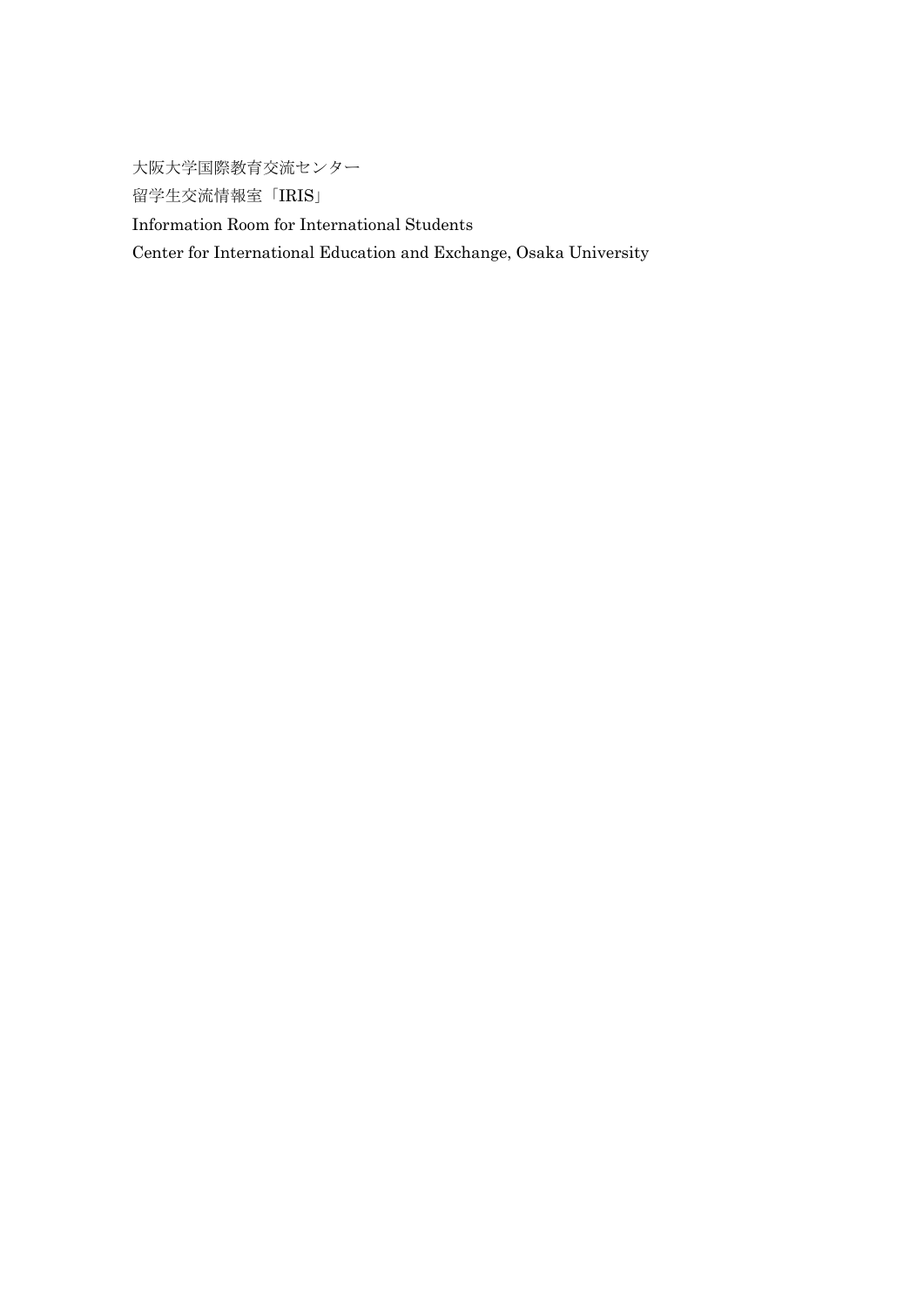大阪大学国際教育交流センター

留学生交流情報室「IRIS」

Information Room for International Students

Center for International Education and Exchange, Osaka University